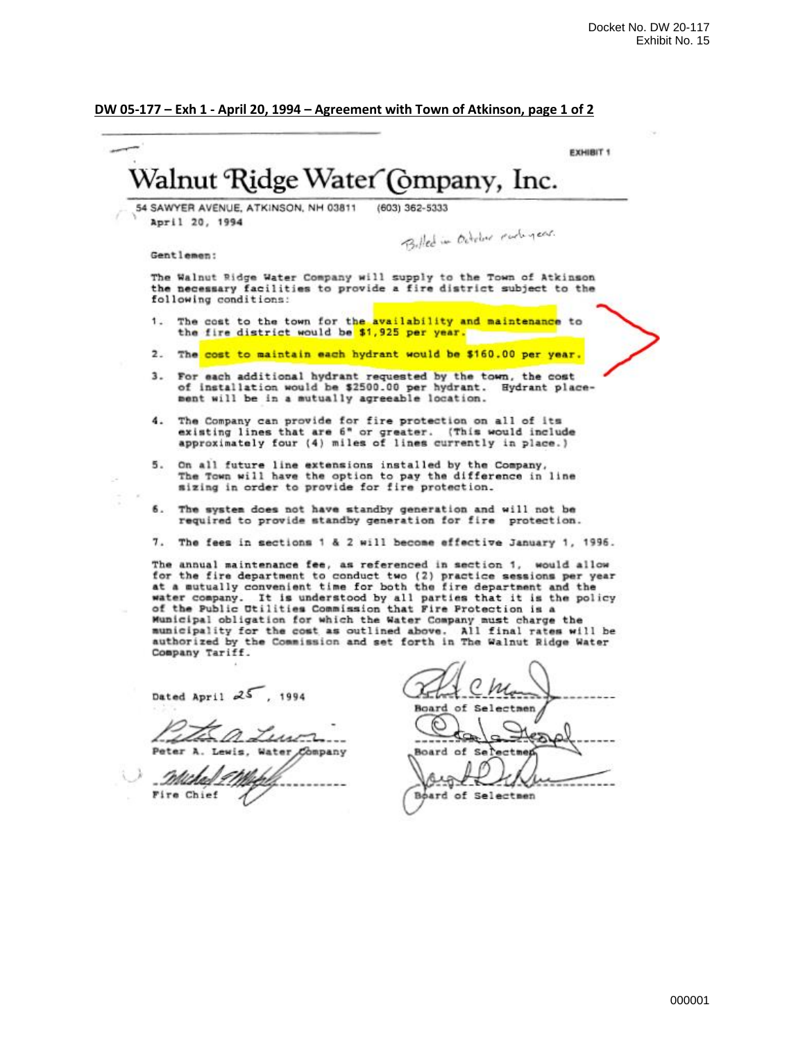Docket No. DW 20-117
Exhibit No. 15

**DW 05-177 – Exh 1 - April 20, 1994 – Agreement with Town of Atkinson, page 1 of 2**

EXHIBIT 1

# Walnut Ridge Water Company, Inc.

54 SAWYER AVENUE, ATKINSON, NH 03811 (603) 362-5333

April 20, 1994

Billed in October each year.

Gentlemen:

The Walnut Ridge Water Company will supply to the Town of Atkinson the necessary facilities to provide a fire district subject to the following conditions:

1. The cost to the town for the availability and maintenance to the fire district would be $1,925 per year.
2. The cost to maintain each hydrant would be $160.00 per year.
3. For each additional hydrant requested by the town, the cost of installation would be $2500.00 per hydrant. Hydrant placement will be in a mutually agreeable location.
4. The Company can provide for fire protection on all of its existing lines that are 6" or greater. (This would include approximately four (4) miles of lines currently in place.)
5. On all future line extensions installed by the Company, The Town will have the option to pay the difference in line sizing in order to provide for fire protection.
6. The system does not have standby generation and will not be required to provide standby generation for fire protection.
7. The fees in sections 1 & 2 will become effective January 1, 1996.

The annual maintenance fee, as referenced in section 1, would allow for the fire department to conduct two (2) practice sessions per year at a mutually convenient time for both the fire department and the water company. It is understood by all parties that it is the policy of the Public Utilities Commission that Fire Protection is a Municipal obligation for which the Water Company must charge the municipality for the cost as outlined above. All final rates will be authorized by the Commission and set forth in The Walnut Ridge Water Company Tariff.

Dated April 25, 1994

Peter A. Lewis, Water Company

Fire Chief

Board of Selectmen

Board of Selectmen

Board of Selectmen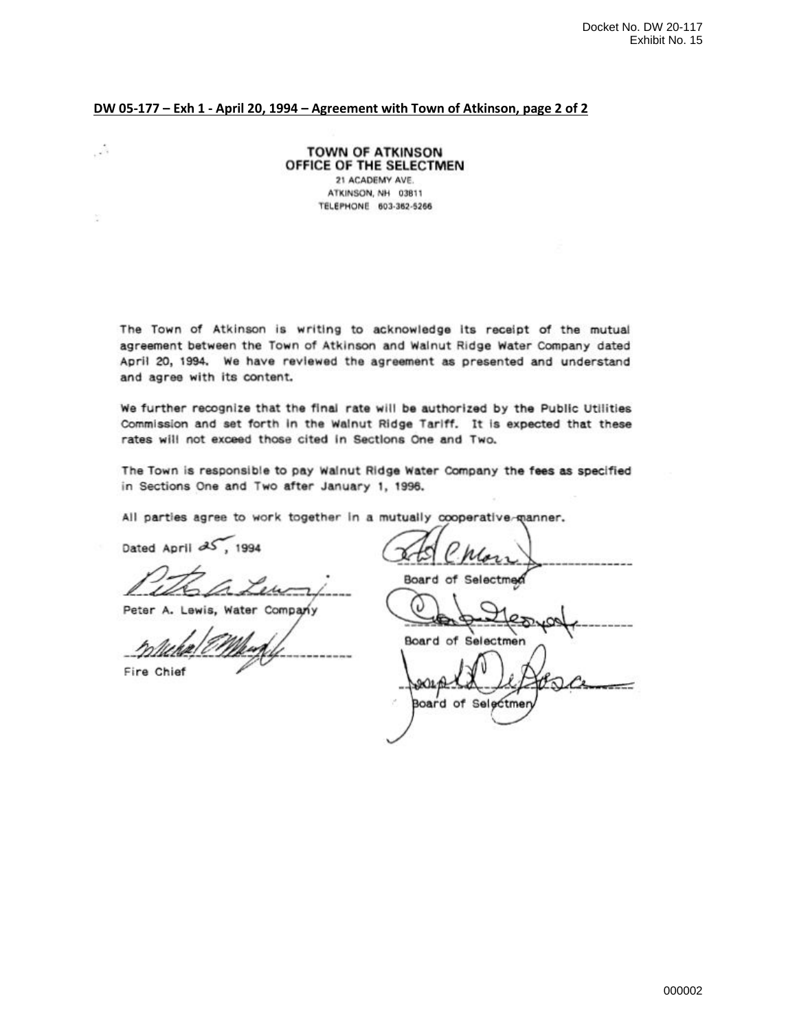**DW 05-177 – Exh 1 - April 20, 1994 – Agreement with Town of Atkinson, page 2 of 2**

**TOWN OF ATKINSON**
**OFFICE OF THE SELECTMEN**
21 ACADEMY AVE.
ATKINSON, NH 03811
TELEPHONE 603-362-5266

The Town of Atkinson is writing to acknowledge its receipt of the mutual agreement between the Town of Atkinson and Walnut Ridge Water Company dated April 20, 1994. We have reviewed the agreement as presented and understand and agree with its content.

We further recognize that the final rate will be authorized by the Public Utilities Commission and set forth in the Walnut Ridge Tariff. It is expected that these rates will not exceed those cited in Sections One and Two.

The Town is responsible to pay Walnut Ridge Water Company the fees as specified in Sections One and Two after January 1, 1996.

All parties agree to work together in a mutually cooperative manner.

Dated April 25, 1994

Peter A. Lewis, Water Company

Fire Chief

Board of Selectmen

Board of Selectmen

Board of Selectmen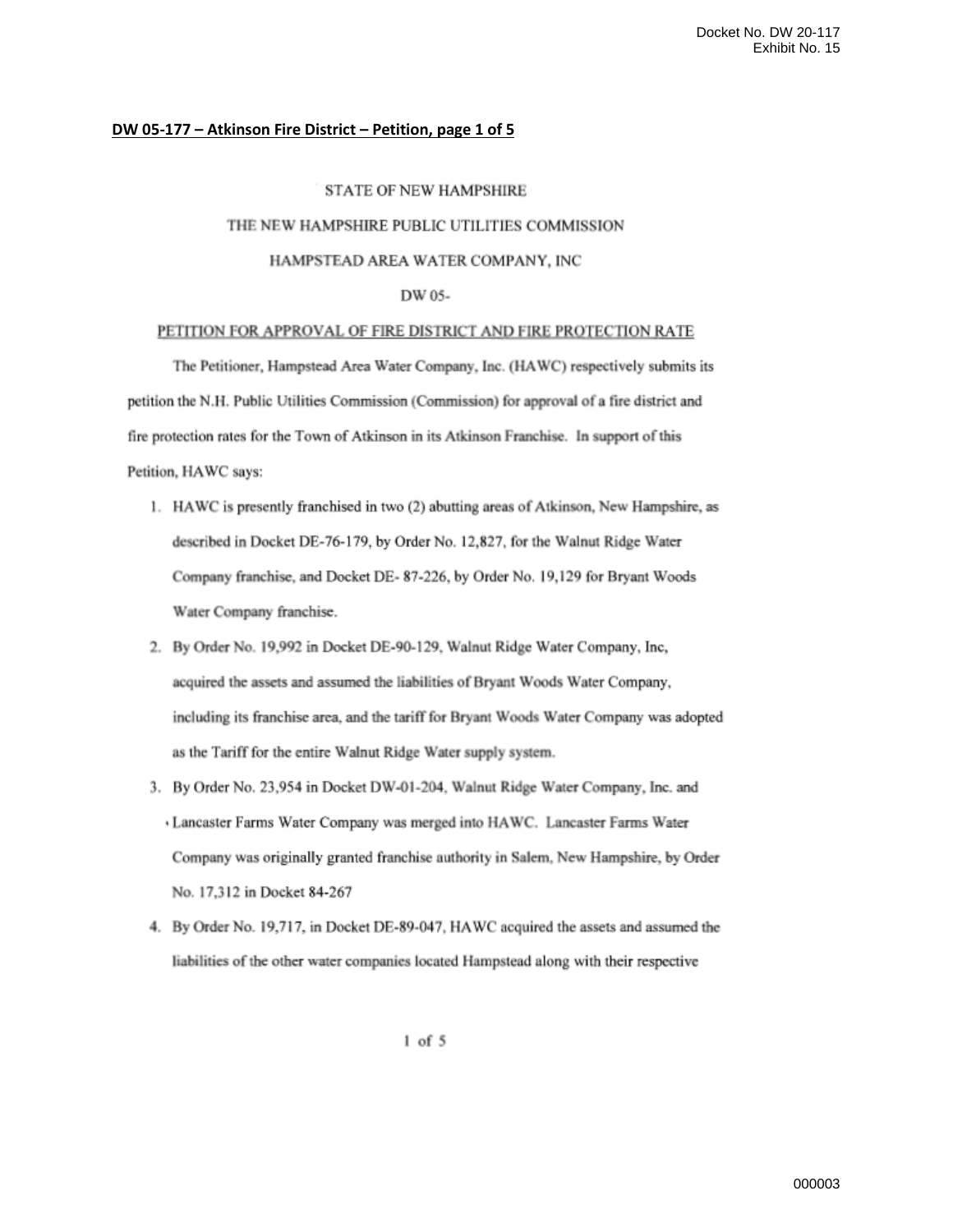**DW 05-177 – Atkinson Fire District – Petition, page 1 of 5**

STATE OF NEW HAMPSHIRE

THE NEW HAMPSHIRE PUBLIC UTILITIES COMMISSION

HAMPSTEAD AREA WATER COMPANY, INC

DW 05-

PETITION FOR APPROVAL OF FIRE DISTRICT AND FIRE PROTECTION RATE

The Petitioner, Hampstead Area Water Company, Inc. (HAWC) respectively submits its petition the N.H. Public Utilities Commission (Commission) for approval of a fire district and fire protection rates for the Town of Atkinson in its Atkinson Franchise. In support of this Petition, HAWC says:

1. HAWC is presently franchised in two (2) abutting areas of Atkinson, New Hampshire, as described in Docket DE-76-179, by Order No. 12,827, for the Walnut Ridge Water Company franchise, and Docket DE- 87-226, by Order No. 19,129 for Bryant Woods Water Company franchise.
2. By Order No. 19,992 in Docket DE-90-129, Walnut Ridge Water Company, Inc, acquired the assets and assumed the liabilities of Bryant Woods Water Company, including its franchise area, and the tariff for Bryant Woods Water Company was adopted as the Tariff for the entire Walnut Ridge Water supply system.
3. By Order No. 23,954 in Docket DW-01-204, Walnut Ridge Water Company, Inc. and Lancaster Farms Water Company was merged into HAWC. Lancaster Farms Water Company was originally granted franchise authority in Salem, New Hampshire, by Order No. 17,312 in Docket 84-267
4. By Order No. 19,717, in Docket DE-89-047, HAWC acquired the assets and assumed the liabilities of the other water companies located Hampstead along with their respective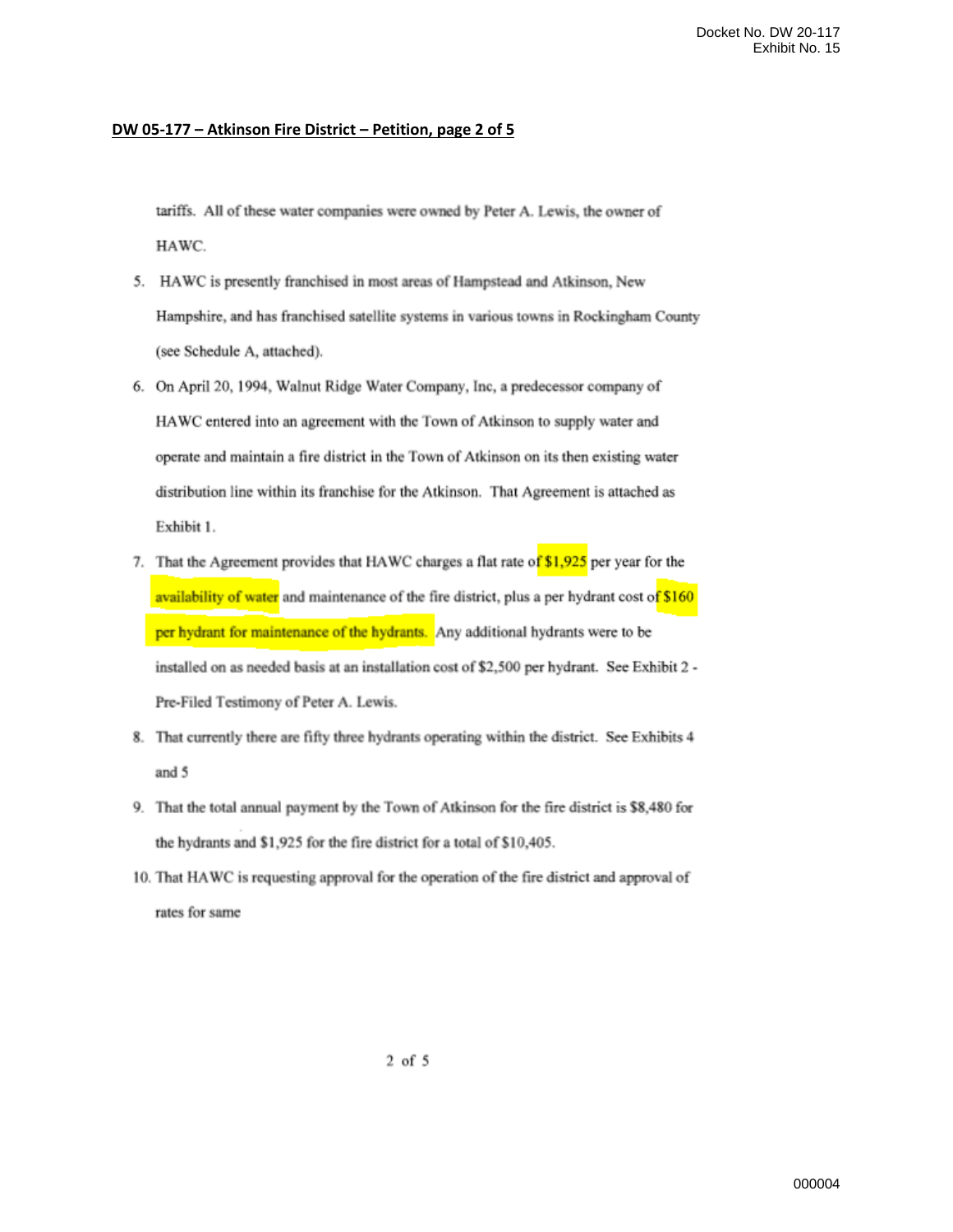## DW 05-177 – Atkinson Fire District – Petition, page 2 of 5

tariffs. All of these water companies were owned by Peter A. Lewis, the owner of HAWC.

5. HAWC is presently franchised in most areas of Hampstead and Atkinson, New Hampshire, and has franchised satellite systems in various towns in Rockingham County (see Schedule A, attached).
6. On April 20, 1994, Walnut Ridge Water Company, Inc, a predecessor company of HAWC entered into an agreement with the Town of Atkinson to supply water and operate and maintain a fire district in the Town of Atkinson on its then existing water distribution line within its franchise for the Atkinson. That Agreement is attached as Exhibit 1.
7. That the Agreement provides that HAWC charges a flat rate of $1,925 per year for the availability of water and maintenance of the fire district, plus a per hydrant cost of $160 per hydrant for maintenance of the hydrants. Any additional hydrants were to be installed on as needed basis at an installation cost of $2,500 per hydrant. See Exhibit 2 - Pre-Filed Testimony of Peter A. Lewis.
8. That currently there are fifty three hydrants operating within the district. See Exhibits 4 and 5
9. That the total annual payment by the Town of Atkinson for the fire district is $8,480 for the hydrants and $1,925 for the fire district for a total of $10,405.
10. That HAWC is requesting approval for the operation of the fire district and approval of rates for same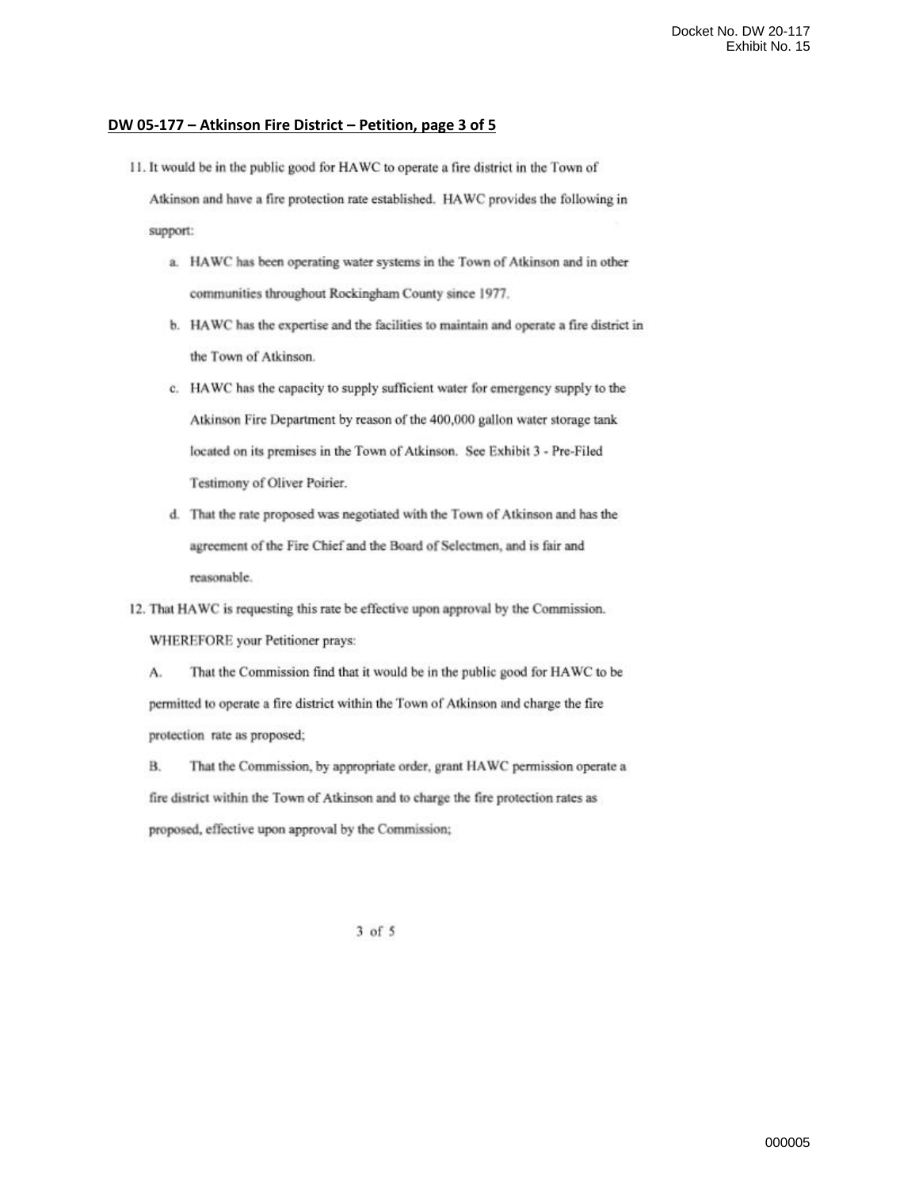**DW 05-177 – Atkinson Fire District – Petition, page 3 of 5**

11. It would be in the public good for HAWC to operate a fire district in the Town of Atkinson and have a fire protection rate established. HAWC provides the following in support:

    a. HAWC has been operating water systems in the Town of Atkinson and in other communities throughout Rockingham County since 1977.

    b. HAWC has the expertise and the facilities to maintain and operate a fire district in the Town of Atkinson.

    c. HAWC has the capacity to supply sufficient water for emergency supply to the Atkinson Fire Department by reason of the 400,000 gallon water storage tank located on its premises in the Town of Atkinson. See Exhibit 3 - Pre-Filed Testimony of Oliver Poirier.

    d. That the rate proposed was negotiated with the Town of Atkinson and has the agreement of the Fire Chief and the Board of Selectmen, and is fair and reasonable.

12. That HAWC is requesting this rate be effective upon approval by the Commission.

WHEREFORE your Petitioner prays:

A. That the Commission find that it would be in the public good for HAWC to be permitted to operate a fire district within the Town of Atkinson and charge the fire protection rate as proposed;

B. That the Commission, by appropriate order, grant HAWC permission operate a fire district within the Town of Atkinson and to charge the fire protection rates as proposed, effective upon approval by the Commission;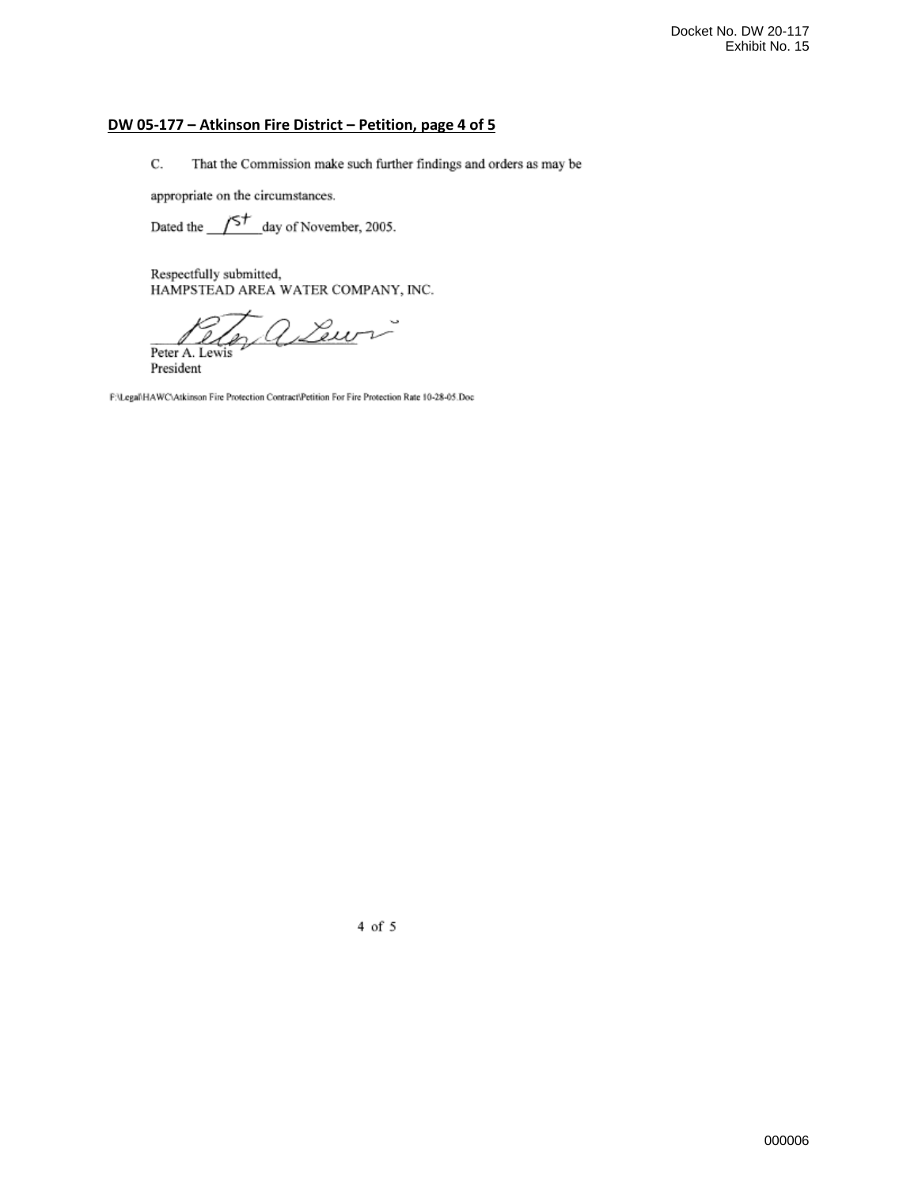**DW 05-177 – Atkinson Fire District – Petition, page 4 of 5**

C. That the Commission make such further findings and orders as may be appropriate on the circumstances.

Dated the 1st day of November, 2005.

Respectfully submitted,
HAMPSTEAD AREA WATER COMPANY, INC.

Peter A. Lewis
President

F:\Legal\HAWC\Atkinson Fire Protection Contract\Petition For Fire Protection Rate 10-28-05.Doc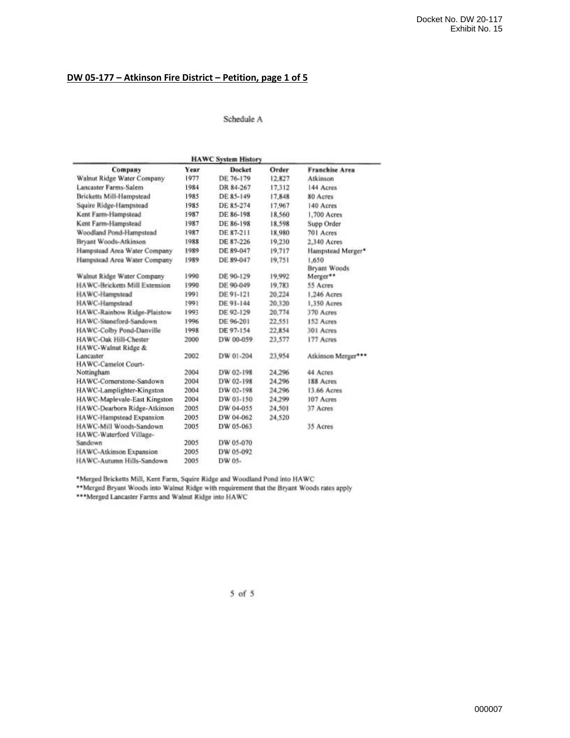**DW 05-177 – Atkinson Fire District – Petition, page 1 of 5**

Schedule A

**HAWC System History**

| Company | Year | Docket | Order | Franchise Area |
|---|---|---|---|---|
| Walnut Ridge Water Company | 1977 | DE 76-179 | 12,827 | Atkinson |
| Lancaster Farms-Salem | 1984 | DR 84-267 | 17,312 | 144 Acres |
| Bricketts Mill-Hampstead | 1985 | DE 85-149 | 17,848 | 80 Acres |
| Squire Ridge-Hampstead | 1985 | DE 85-274 | 17,967 | 140 Acres |
| Kent Farm-Hampstead | 1987 | DE 86-198 | 18,560 | 1,700 Acres |
| Kent Farm-Hampstead | 1987 | DE 86-198 | 18,598 | Supp Order |
| Woodland Pond-Hampstead | 1987 | DE 87-211 | 18,980 | 701 Acres |
| Bryant Woods-Atkinson | 1988 | DE 87-226 | 19,230 | 2,340 Acres |
| Hampstead Area Water Company | 1989 | DE 89-047 | 19,717 | Hampstead Merger* |
| Hampstead Area Water Company | 1989 | DE 89-047 | 19,751 | 1,650 |
| Walnut Ridge Water Company | 1990 | DE 90-129 | 19,992 | Bryant Woods Merger** |
| HAWC-Bricketts Mill Extension | 1990 | DE 90-049 | 19,783 | 55 Acres |
| HAWC-Hampstead | 1991 | DE 91-121 | 20,224 | 1,246 Acres |
| HAWC-Hampstead | 1991 | DE 91-144 | 20,320 | 1,350 Acres |
| HAWC-Rainbow Ridge-Plaistow | 1993 | DE 92-129 | 20,774 | 370 Acres |
| HAWC-Stoneford-Sandown | 1996 | DE 96-201 | 22,551 | 152 Acres |
| HAWC-Colby Pond-Danville | 1998 | DE 97-154 | 22,854 | 301 Acres |
| HAWC-Oak Hill-Chester | 2000 | DW 00-059 | 23,577 | 177 Acres |
| HAWC-Walnut Ridge & Lancaster | 2002 | DW 01-204 | 23,954 | Atkinson Merger*** |
| HAWC-Camelot Court-Nottingham | 2004 | DW 02-198 | 24,296 | 44 Acres |
| HAWC-Cornerstone-Sandown | 2004 | DW 02-198 | 24,296 | 188 Acres |
| HAWC-Lamplighter-Kingston | 2004 | DW 02-198 | 24,296 | 13.66 Acres |
| HAWC-Maplevale-East Kingston | 2004 | DW 03-150 | 24,299 | 107 Acres |
| HAWC-Dearborn Ridge-Atkinson | 2005 | DW 04-055 | 24,501 | 37 Acres |
| HAWC-Hampstead Expansion | 2005 | DW 04-062 | 24,520 | |
| HAWC-Mill Woods-Sandown | 2005 | DW 05-063 | | 35 Acres |
| HAWC-Waterford Village-Sandown | 2005 | DW 05-070 | | |
| HAWC-Atkinson Expansion | 2005 | DW 05-092 | | |
| HAWC-Autumn Hills-Sandown | 2005 | DW 05- | | |

*Merged Bricketts Mill, Kent Farm, Squire Ridge and Woodland Pond into HAWC

**Merged Bryant Woods into Walnut Ridge with requirement that the Bryant Woods rates apply

***Merged Lancaster Farms and Walnut Ridge into HAWC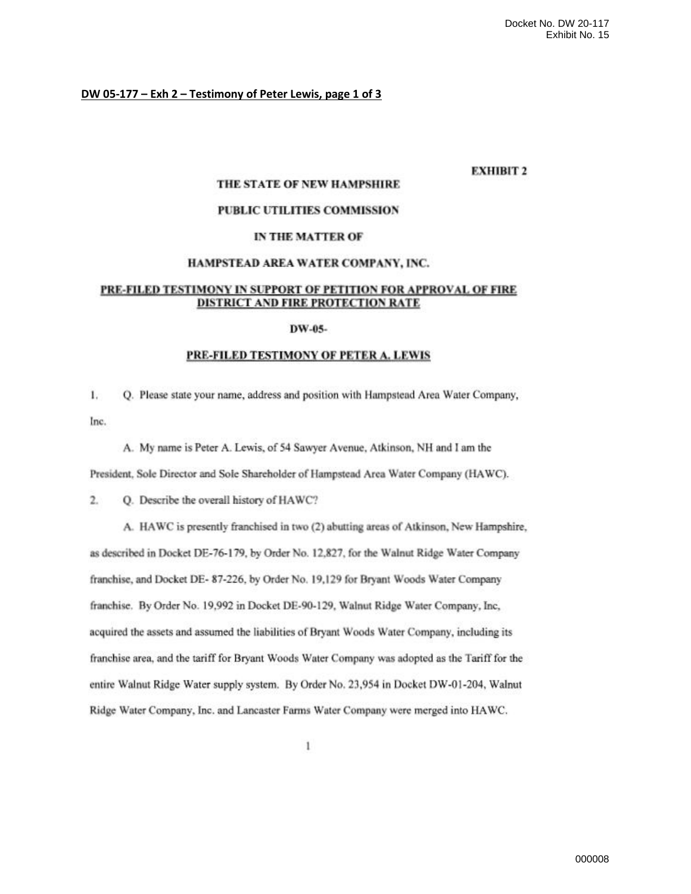**DW 05-177 – Exh 2 – Testimony of Peter Lewis, page 1 of 3**

**EXHIBIT 2**

**THE STATE OF NEW HAMPSHIRE**

**PUBLIC UTILITIES COMMISSION**

**IN THE MATTER OF**

**HAMPSTEAD AREA WATER COMPANY, INC.**

**PRE-FILED TESTIMONY IN SUPPORT OF PETITION FOR APPROVAL OF FIRE DISTRICT AND FIRE PROTECTION RATE**

**DW-05-**

**PRE-FILED TESTIMONY OF PETER A. LEWIS**

1. Q. Please state your name, address and position with Hampstead Area Water Company, Inc.

A. My name is Peter A. Lewis, of 54 Sawyer Avenue, Atkinson, NH and I am the President, Sole Director and Sole Shareholder of Hampstead Area Water Company (HAWC).

2. Q. Describe the overall history of HAWC?

A. HAWC is presently franchised in two (2) abutting areas of Atkinson, New Hampshire, as described in Docket DE-76-179, by Order No. 12,827, for the Walnut Ridge Water Company franchise, and Docket DE- 87-226, by Order No. 19,129 for Bryant Woods Water Company franchise. By Order No. 19,992 in Docket DE-90-129, Walnut Ridge Water Company, Inc, acquired the assets and assumed the liabilities of Bryant Woods Water Company, including its franchise area, and the tariff for Bryant Woods Water Company was adopted as the Tariff for the entire Walnut Ridge Water supply system. By Order No. 23,954 in Docket DW-01-204, Walnut Ridge Water Company, Inc. and Lancaster Farms Water Company were merged into HAWC.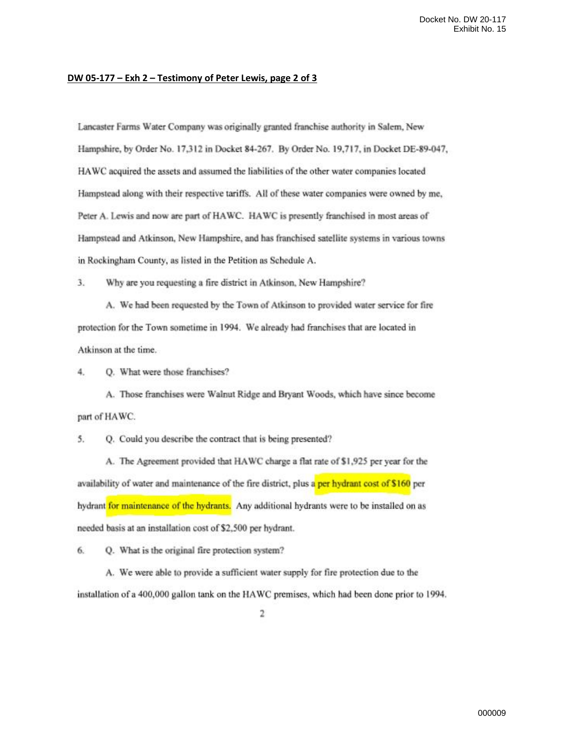**DW 05-177 – Exh 2 – Testimony of Peter Lewis, page 2 of 3**

Lancaster Farms Water Company was originally granted franchise authority in Salem, New Hampshire, by Order No. 17,312 in Docket 84-267. By Order No. 19,717, in Docket DE-89-047, HAWC acquired the assets and assumed the liabilities of the other water companies located Hampstead along with their respective tariffs. All of these water companies were owned by me, Peter A. Lewis and now are part of HAWC. HAWC is presently franchised in most areas of Hampstead and Atkinson, New Hampshire, and has franchised satellite systems in various towns in Rockingham County, as listed in the Petition as Schedule A.

3. Why are you requesting a fire district in Atkinson, New Hampshire?

A. We had been requested by the Town of Atkinson to provided water service for fire protection for the Town sometime in 1994. We already had franchises that are located in Atkinson at the time.

4. Q. What were those franchises?

A. Those franchises were Walnut Ridge and Bryant Woods, which have since become part of HAWC.

5. Q. Could you describe the contract that is being presented?

A. The Agreement provided that HAWC charge a flat rate of $1,925 per year for the availability of water and maintenance of the fire district, plus a per hydrant cost of $160 per hydrant for maintenance of the hydrants. Any additional hydrants were to be installed on as needed basis at an installation cost of $2,500 per hydrant.

6. Q. What is the original fire protection system?

A. We were able to provide a sufficient water supply for fire protection due to the installation of a 400,000 gallon tank on the HAWC premises, which had been done prior to 1994.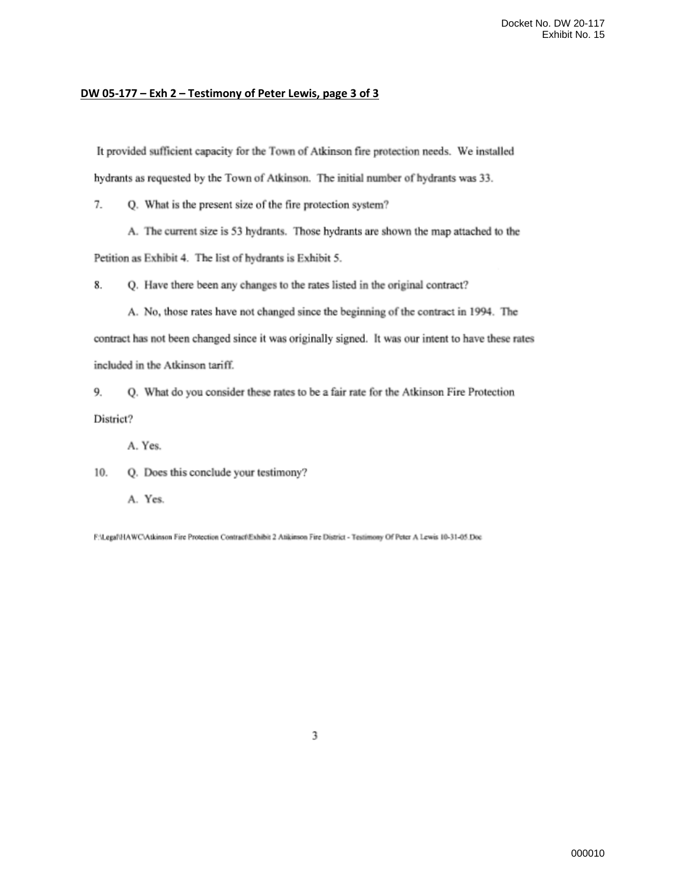**DW 05-177 – Exh 2 – Testimony of Peter Lewis, page 3 of 3**

It provided sufficient capacity for the Town of Atkinson fire protection needs. We installed hydrants as requested by the Town of Atkinson. The initial number of hydrants was 33.

7. Q. What is the present size of the fire protection system?

A. The current size is 53 hydrants. Those hydrants are shown the map attached to the Petition as Exhibit 4. The list of hydrants is Exhibit 5.

8. Q. Have there been any changes to the rates listed in the original contract?

A. No, those rates have not changed since the beginning of the contract in 1994. The contract has not been changed since it was originally signed. It was our intent to have these rates included in the Atkinson tariff.

9. Q. What do you consider these rates to be a fair rate for the Atkinson Fire Protection District?

A. Yes.

10. Q. Does this conclude your testimony?

A. Yes.

F:\Legal\HAWC\Atkinson Fire Protection Contract\Exhibit 2 Atikinson Fire District - Testimony Of Peter A Lewis 10-31-05.Doc